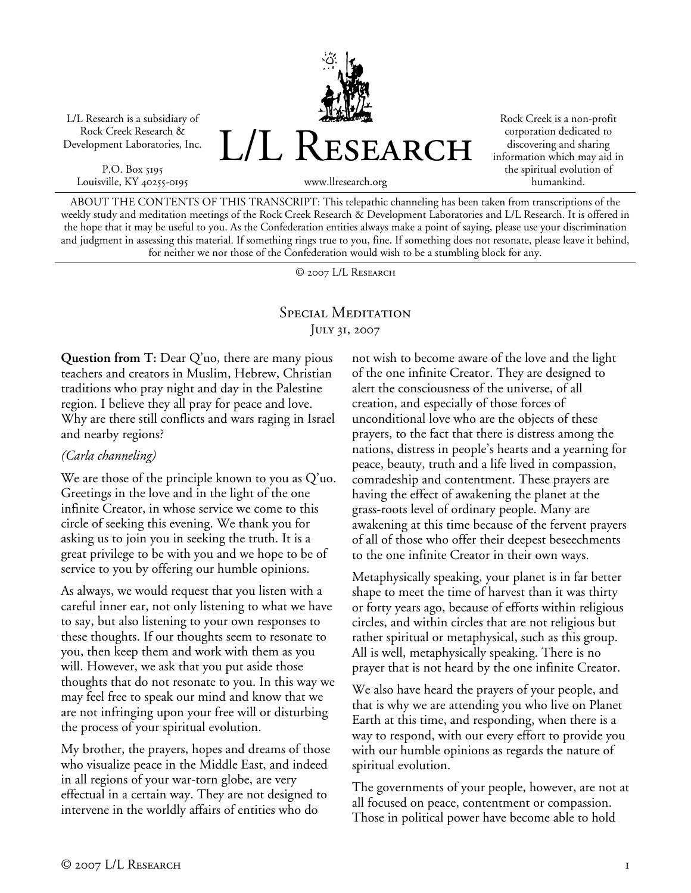L/L Research is a subsidiary of Rock Creek Research & Development Laboratories, Inc.

P.O. Box 5195
Louisville, KY 40255-0195

# L/L Research

www.llresearch.org

Rock Creek is a non-profit corporation dedicated to discovering and sharing information which may aid in the spiritual evolution of humankind.

ABOUT THE CONTENTS OF THIS TRANSCRIPT: This telepathic channeling has been taken from transcriptions of the weekly study and meditation meetings of the Rock Creek Research & Development Laboratories and L/L Research. It is offered in the hope that it may be useful to you. As the Confederation entities always make a point of saying, please use your discrimination and judgment in assessing this material. If something rings true to you, fine. If something does not resonate, please leave it behind, for neither we nor those of the Confederation would wish to be a stumbling block for any.

© 2007 L/L Research

## Special Meditation
July 31, 2007

**Question from T:** Dear Q'uo, there are many pious teachers and creators in Muslim, Hebrew, Christian traditions who pray night and day in the Palestine region. I believe they all pray for peace and love. Why are there still conflicts and wars raging in Israel and nearby regions?

*(Carla channeling)*

We are those of the principle known to you as Q'uo. Greetings in the love and in the light of the one infinite Creator, in whose service we come to this circle of seeking this evening. We thank you for asking us to join you in seeking the truth. It is a great privilege to be with you and we hope to be of service to you by offering our humble opinions.

As always, we would request that you listen with a careful inner ear, not only listening to what we have to say, but also listening to your own responses to these thoughts. If our thoughts seem to resonate to you, then keep them and work with them as you will. However, we ask that you put aside those thoughts that do not resonate to you. In this way we may feel free to speak our mind and know that we are not infringing upon your free will or disturbing the process of your spiritual evolution.

My brother, the prayers, hopes and dreams of those who visualize peace in the Middle East, and indeed in all regions of your war-torn globe, are very effectual in a certain way. They are not designed to intervene in the worldly affairs of entities who do not wish to become aware of the love and the light of the one infinite Creator. They are designed to alert the consciousness of the universe, of all creation, and especially of those forces of unconditional love who are the objects of these prayers, to the fact that there is distress among the nations, distress in people's hearts and a yearning for peace, beauty, truth and a life lived in compassion, comradeship and contentment. These prayers are having the effect of awakening the planet at the grass-roots level of ordinary people. Many are awakening at this time because of the fervent prayers of all of those who offer their deepest beseechments to the one infinite Creator in their own ways.

Metaphysically speaking, your planet is in far better shape to meet the time of harvest than it was thirty or forty years ago, because of efforts within religious circles, and within circles that are not religious but rather spiritual or metaphysical, such as this group. All is well, metaphysically speaking. There is no prayer that is not heard by the one infinite Creator.

We also have heard the prayers of your people, and that is why we are attending you who live on Planet Earth at this time, and responding, when there is a way to respond, with our every effort to provide you with our humble opinions as regards the nature of spiritual evolution.

The governments of your people, however, are not at all focused on peace, contentment or compassion. Those in political power have become able to hold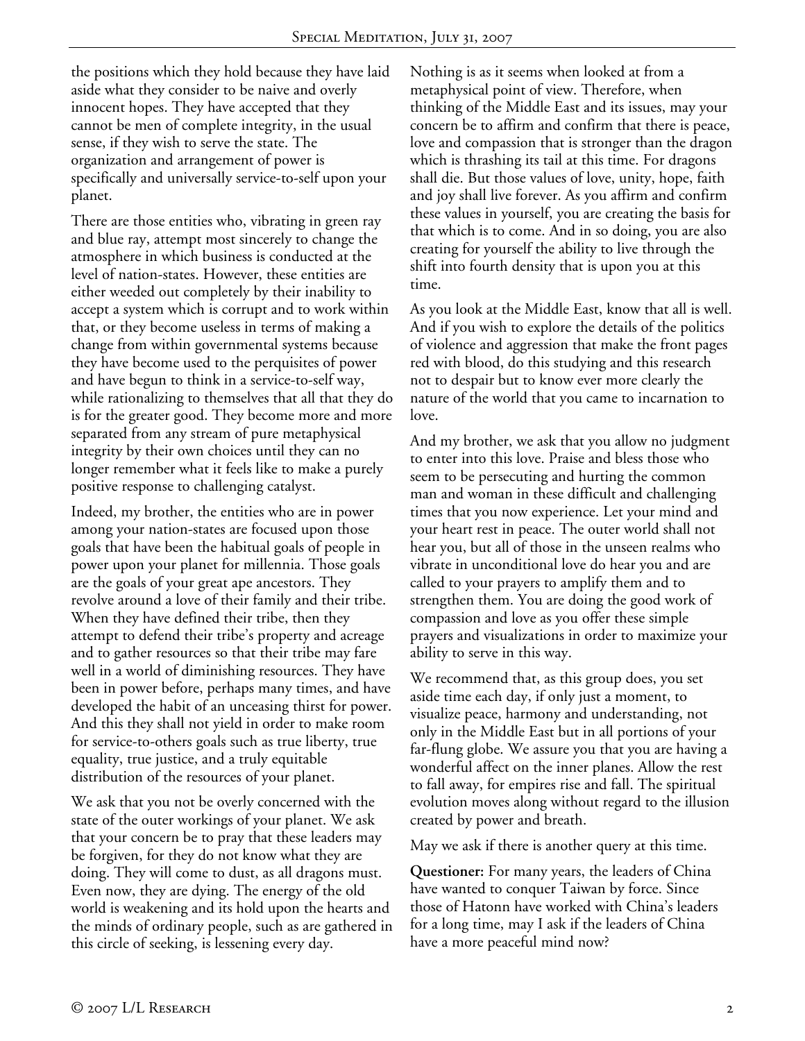the positions which they hold because they have laid aside what they consider to be naive and overly innocent hopes. They have accepted that they cannot be men of complete integrity, in the usual sense, if they wish to serve the state. The organization and arrangement of power is specifically and universally service-to-self upon your planet.

There are those entities who, vibrating in green ray and blue ray, attempt most sincerely to change the atmosphere in which business is conducted at the level of nation-states. However, these entities are either weeded out completely by their inability to accept a system which is corrupt and to work within that, or they become useless in terms of making a change from within governmental systems because they have become used to the perquisites of power and have begun to think in a service-to-self way, while rationalizing to themselves that all that they do is for the greater good. They become more and more separated from any stream of pure metaphysical integrity by their own choices until they can no longer remember what it feels like to make a purely positive response to challenging catalyst.

Indeed, my brother, the entities who are in power among your nation-states are focused upon those goals that have been the habitual goals of people in power upon your planet for millennia. Those goals are the goals of your great ape ancestors. They revolve around a love of their family and their tribe. When they have defined their tribe, then they attempt to defend their tribe's property and acreage and to gather resources so that their tribe may fare well in a world of diminishing resources. They have been in power before, perhaps many times, and have developed the habit of an unceasing thirst for power. And this they shall not yield in order to make room for service-to-others goals such as true liberty, true equality, true justice, and a truly equitable distribution of the resources of your planet.

We ask that you not be overly concerned with the state of the outer workings of your planet. We ask that your concern be to pray that these leaders may be forgiven, for they do not know what they are doing. They will come to dust, as all dragons must. Even now, they are dying. The energy of the old world is weakening and its hold upon the hearts and the minds of ordinary people, such as are gathered in this circle of seeking, is lessening every day.

Nothing is as it seems when looked at from a metaphysical point of view. Therefore, when thinking of the Middle East and its issues, may your concern be to affirm and confirm that there is peace, love and compassion that is stronger than the dragon which is thrashing its tail at this time. For dragons shall die. But those values of love, unity, hope, faith and joy shall live forever. As you affirm and confirm these values in yourself, you are creating the basis for that which is to come. And in so doing, you are also creating for yourself the ability to live through the shift into fourth density that is upon you at this time.

As you look at the Middle East, know that all is well. And if you wish to explore the details of the politics of violence and aggression that make the front pages red with blood, do this studying and this research not to despair but to know ever more clearly the nature of the world that you came to incarnation to love.

And my brother, we ask that you allow no judgment to enter into this love. Praise and bless those who seem to be persecuting and hurting the common man and woman in these difficult and challenging times that you now experience. Let your mind and your heart rest in peace. The outer world shall not hear you, but all of those in the unseen realms who vibrate in unconditional love do hear you and are called to your prayers to amplify them and to strengthen them. You are doing the good work of compassion and love as you offer these simple prayers and visualizations in order to maximize your ability to serve in this way.

We recommend that, as this group does, you set aside time each day, if only just a moment, to visualize peace, harmony and understanding, not only in the Middle East but in all portions of your far-flung globe. We assure you that you are having a wonderful affect on the inner planes. Allow the rest to fall away, for empires rise and fall. The spiritual evolution moves along without regard to the illusion created by power and breath.

May we ask if there is another query at this time.

**Questioner:** For many years, the leaders of China have wanted to conquer Taiwan by force. Since those of Hatonn have worked with China's leaders for a long time, may I ask if the leaders of China have a more peaceful mind now?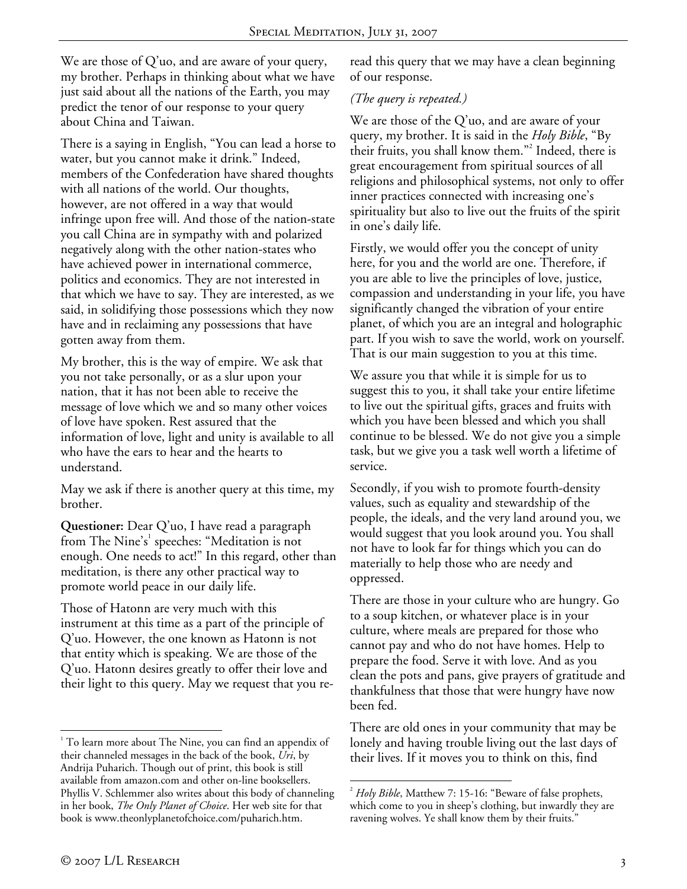We are those of Q'uo, and are aware of your query, my brother. Perhaps in thinking about what we have just said about all the nations of the Earth, you may predict the tenor of our response to your query about China and Taiwan.

There is a saying in English, "You can lead a horse to water, but you cannot make it drink." Indeed, members of the Confederation have shared thoughts with all nations of the world. Our thoughts, however, are not offered in a way that would infringe upon free will. And those of the nation-state you call China are in sympathy with and polarized negatively along with the other nation-states who have achieved power in international commerce, politics and economics. They are not interested in that which we have to say. They are interested, as we said, in solidifying those possessions which they now have and in reclaiming any possessions that have gotten away from them.

My brother, this is the way of empire. We ask that you not take personally, or as a slur upon your nation, that it has not been able to receive the message of love which we and so many other voices of love have spoken. Rest assured that the information of love, light and unity is available to all who have the ears to hear and the hearts to understand.

May we ask if there is another query at this time, my brother.

**Questioner:** Dear Q'uo, I have read a paragraph from The Nine's[1] speeches: "Meditation is not enough. One needs to act!" In this regard, other than meditation, is there any other practical way to promote world peace in our daily life.

Those of Hatonn are very much with this instrument at this time as a part of the principle of Q'uo. However, the one known as Hatonn is not that entity which is speaking. We are those of the Q'uo. Hatonn desires greatly to offer their love and their light to this query. May we request that you re-read this query that we may have a clean beginning of our response.

*(The query is repeated.)*

We are those of the Q'uo, and are aware of your query, my brother. It is said in the *Holy Bible*, "By their fruits, you shall know them."[2] Indeed, there is great encouragement from spiritual sources of all religions and philosophical systems, not only to offer inner practices connected with increasing one's spirituality but also to live out the fruits of the spirit in one's daily life.

Firstly, we would offer you the concept of unity here, for you and the world are one. Therefore, if you are able to live the principles of love, justice, compassion and understanding in your life, you have significantly changed the vibration of your entire planet, of which you are an integral and holographic part. If you wish to save the world, work on yourself. That is our main suggestion to you at this time.

We assure you that while it is simple for us to suggest this to you, it shall take your entire lifetime to live out the spiritual gifts, graces and fruits with which you have been blessed and which you shall continue to be blessed. We do not give you a simple task, but we give you a task well worth a lifetime of service.

Secondly, if you wish to promote fourth-density values, such as equality and stewardship of the people, the ideals, and the very land around you, we would suggest that you look around you. You shall not have to look far for things which you can do materially to help those who are needy and oppressed.

There are those in your culture who are hungry. Go to a soup kitchen, or whatever place is in your culture, where meals are prepared for those who cannot pay and who do not have homes. Help to prepare the food. Serve it with love. And as you clean the pots and pans, give prayers of gratitude and thankfulness that those that were hungry have now been fed.

There are old ones in your community that may be lonely and having trouble living out the last days of their lives. If it moves you to think on this, find

---

[1] To learn more about The Nine, you can find an appendix of their channeled messages in the back of the book, *Uri*, by Andrija Puharich. Though out of print, this book is still available from amazon.com and other on-line booksellers. Phyllis V. Schlemmer also writes about this body of channeling in her book, *The Only Planet of Choice*. Her web site for that book is www.theonlyplanetofchoice.com/puharich.htm.

[2] *Holy Bible*, Matthew 7: 15-16: "Beware of false prophets, which come to you in sheep's clothing, but inwardly they are ravening wolves. Ye shall know them by their fruits."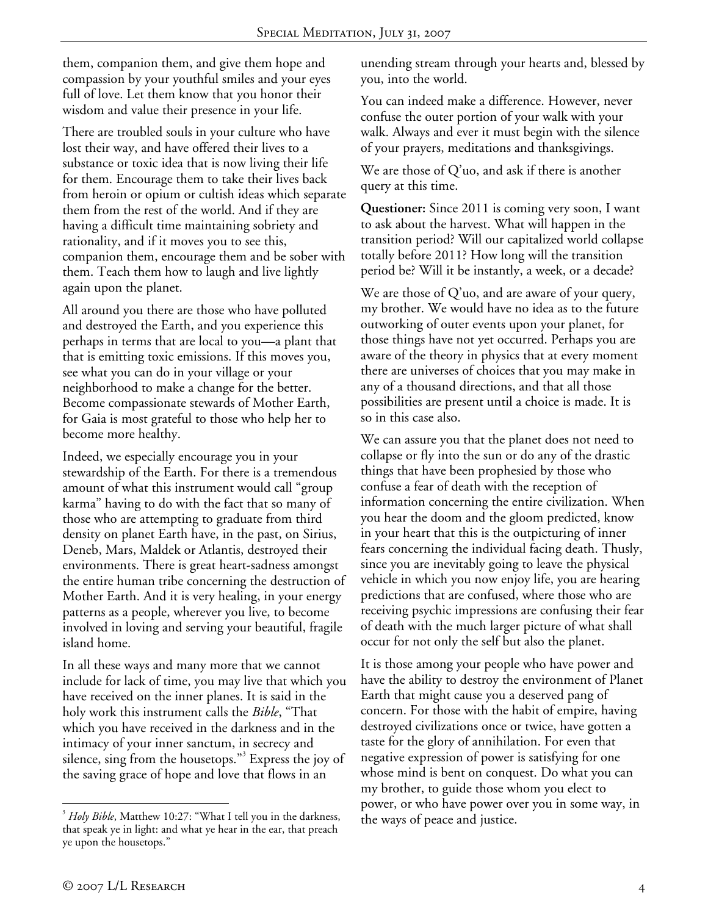them, companion them, and give them hope and compassion by your youthful smiles and your eyes full of love. Let them know that you honor their wisdom and value their presence in your life.

There are troubled souls in your culture who have lost their way, and have offered their lives to a substance or toxic idea that is now living their life for them. Encourage them to take their lives back from heroin or opium or cultish ideas which separate them from the rest of the world. And if they are having a difficult time maintaining sobriety and rationality, and if it moves you to see this, companion them, encourage them and be sober with them. Teach them how to laugh and live lightly again upon the planet.

All around you there are those who have polluted and destroyed the Earth, and you experience this perhaps in terms that are local to you—a plant that that is emitting toxic emissions. If this moves you, see what you can do in your village or your neighborhood to make a change for the better. Become compassionate stewards of Mother Earth, for Gaia is most grateful to those who help her to become more healthy.

Indeed, we especially encourage you in your stewardship of the Earth. For there is a tremendous amount of what this instrument would call "group karma" having to do with the fact that so many of those who are attempting to graduate from third density on planet Earth have, in the past, on Sirius, Deneb, Mars, Maldek or Atlantis, destroyed their environments. There is great heart-sadness amongst the entire human tribe concerning the destruction of Mother Earth. And it is very healing, in your energy patterns as a people, wherever you live, to become involved in loving and serving your beautiful, fragile island home.

In all these ways and many more that we cannot include for lack of time, you may live that which you have received on the inner planes. It is said in the holy work this instrument calls the *Bible*, "That which you have received in the darkness and in the intimacy of your inner sanctum, in secrecy and silence, sing from the housetops."[3] Express the joy of the saving grace of hope and love that flows in an unending stream through your hearts and, blessed by you, into the world.

You can indeed make a difference. However, never confuse the outer portion of your walk with your walk. Always and ever it must begin with the silence of your prayers, meditations and thanksgivings.

We are those of Q'uo, and ask if there is another query at this time.

**Questioner:** Since 2011 is coming very soon, I want to ask about the harvest. What will happen in the transition period? Will our capitalized world collapse totally before 2011? How long will the transition period be? Will it be instantly, a week, or a decade?

We are those of Q'uo, and are aware of your query, my brother. We would have no idea as to the future outworking of outer events upon your planet, for those things have not yet occurred. Perhaps you are aware of the theory in physics that at every moment there are universes of choices that you may make in any of a thousand directions, and that all those possibilities are present until a choice is made. It is so in this case also.

We can assure you that the planet does not need to collapse or fly into the sun or do any of the drastic things that have been prophesied by those who confuse a fear of death with the reception of information concerning the entire civilization. When you hear the doom and the gloom predicted, know in your heart that this is the outpicturing of inner fears concerning the individual facing death. Thusly, since you are inevitably going to leave the physical vehicle in which you now enjoy life, you are hearing predictions that are confused, where those who are receiving psychic impressions are confusing their fear of death with the much larger picture of what shall occur for not only the self but also the planet.

It is those among your people who have power and have the ability to destroy the environment of Planet Earth that might cause you a deserved pang of concern. For those with the habit of empire, having destroyed civilizations once or twice, have gotten a taste for the glory of annihilation. For even that negative expression of power is satisfying for one whose mind is bent on conquest. Do what you can my brother, to guide those whom you elect to power, or who have power over you in some way, in the ways of peace and justice.

---

[3] *Holy Bible*, Matthew 10:27: "What I tell you in the darkness, that speak ye in light: and what ye hear in the ear, that preach ye upon the housetops."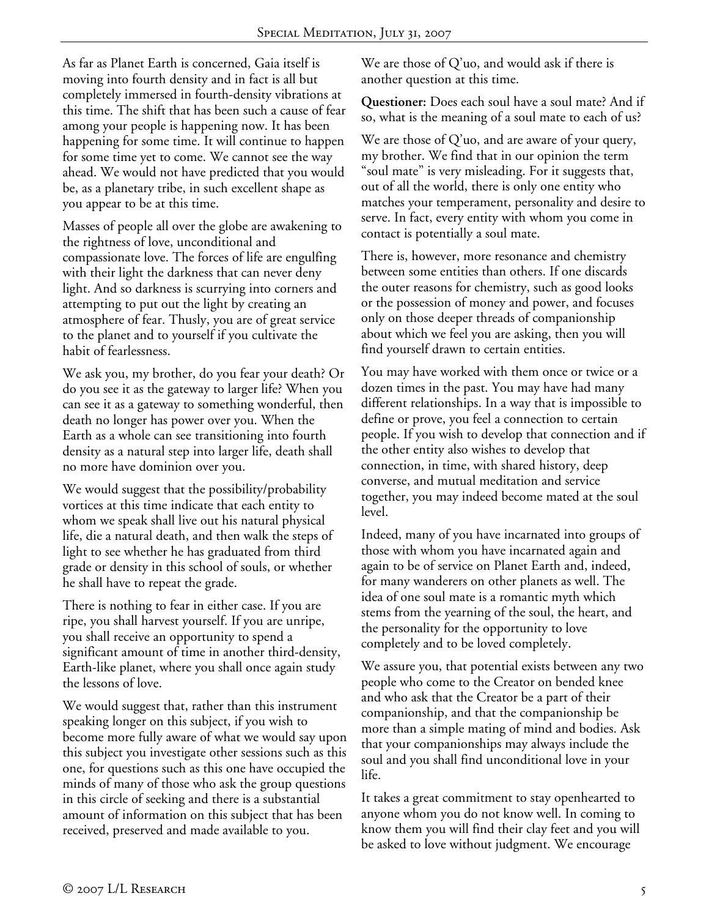As far as Planet Earth is concerned, Gaia itself is moving into fourth density and in fact is all but completely immersed in fourth-density vibrations at this time. The shift that has been such a cause of fear among your people is happening now. It has been happening for some time. It will continue to happen for some time yet to come. We cannot see the way ahead. We would not have predicted that you would be, as a planetary tribe, in such excellent shape as you appear to be at this time.

Masses of people all over the globe are awakening to the rightness of love, unconditional and compassionate love. The forces of life are engulfing with their light the darkness that can never deny light. And so darkness is scurrying into corners and attempting to put out the light by creating an atmosphere of fear. Thusly, you are of great service to the planet and to yourself if you cultivate the habit of fearlessness.

We ask you, my brother, do you fear your death? Or do you see it as the gateway to larger life? When you can see it as a gateway to something wonderful, then death no longer has power over you. When the Earth as a whole can see transitioning into fourth density as a natural step into larger life, death shall no more have dominion over you.

We would suggest that the possibility/probability vortices at this time indicate that each entity to whom we speak shall live out his natural physical life, die a natural death, and then walk the steps of light to see whether he has graduated from third grade or density in this school of souls, or whether he shall have to repeat the grade.

There is nothing to fear in either case. If you are ripe, you shall harvest yourself. If you are unripe, you shall receive an opportunity to spend a significant amount of time in another third-density, Earth-like planet, where you shall once again study the lessons of love.

We would suggest that, rather than this instrument speaking longer on this subject, if you wish to become more fully aware of what we would say upon this subject you investigate other sessions such as this one, for questions such as this one have occupied the minds of many of those who ask the group questions in this circle of seeking and there is a substantial amount of information on this subject that has been received, preserved and made available to you.

We are those of Q'uo, and would ask if there is another question at this time.

**Questioner:** Does each soul have a soul mate? And if so, what is the meaning of a soul mate to each of us?

We are those of Q'uo, and are aware of your query, my brother. We find that in our opinion the term "soul mate" is very misleading. For it suggests that, out of all the world, there is only one entity who matches your temperament, personality and desire to serve. In fact, every entity with whom you come in contact is potentially a soul mate.

There is, however, more resonance and chemistry between some entities than others. If one discards the outer reasons for chemistry, such as good looks or the possession of money and power, and focuses only on those deeper threads of companionship about which we feel you are asking, then you will find yourself drawn to certain entities.

You may have worked with them once or twice or a dozen times in the past. You may have had many different relationships. In a way that is impossible to define or prove, you feel a connection to certain people. If you wish to develop that connection and if the other entity also wishes to develop that connection, in time, with shared history, deep converse, and mutual meditation and service together, you may indeed become mated at the soul level.

Indeed, many of you have incarnated into groups of those with whom you have incarnated again and again to be of service on Planet Earth and, indeed, for many wanderers on other planets as well. The idea of one soul mate is a romantic myth which stems from the yearning of the soul, the heart, and the personality for the opportunity to love completely and to be loved completely.

We assure you, that potential exists between any two people who come to the Creator on bended knee and who ask that the Creator be a part of their companionship, and that the companionship be more than a simple mating of mind and bodies. Ask that your companionships may always include the soul and you shall find unconditional love in your life.

It takes a great commitment to stay openhearted to anyone whom you do not know well. In coming to know them you will find their clay feet and you will be asked to love without judgment. We encourage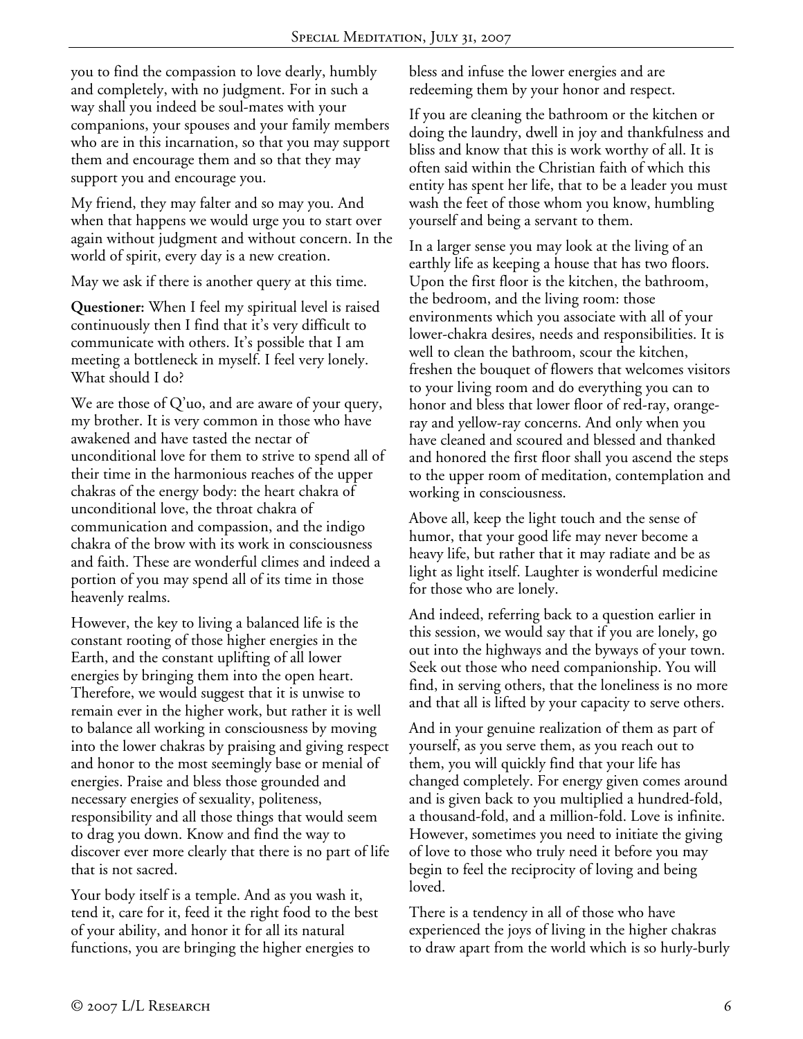you to find the compassion to love dearly, humbly and completely, with no judgment. For in such a way shall you indeed be soul-mates with your companions, your spouses and your family members who are in this incarnation, so that you may support them and encourage them and so that they may support you and encourage you.

My friend, they may falter and so may you. And when that happens we would urge you to start over again without judgment and without concern. In the world of spirit, every day is a new creation.

May we ask if there is another query at this time.

**Questioner:** When I feel my spiritual level is raised continuously then I find that it's very difficult to communicate with others. It's possible that I am meeting a bottleneck in myself. I feel very lonely. What should I do?

We are those of Q'uo, and are aware of your query, my brother. It is very common in those who have awakened and have tasted the nectar of unconditional love for them to strive to spend all of their time in the harmonious reaches of the upper chakras of the energy body: the heart chakra of unconditional love, the throat chakra of communication and compassion, and the indigo chakra of the brow with its work in consciousness and faith. These are wonderful climes and indeed a portion of you may spend all of its time in those heavenly realms.

However, the key to living a balanced life is the constant rooting of those higher energies in the Earth, and the constant uplifting of all lower energies by bringing them into the open heart. Therefore, we would suggest that it is unwise to remain ever in the higher work, but rather it is well to balance all working in consciousness by moving into the lower chakras by praising and giving respect and honor to the most seemingly base or menial of energies. Praise and bless those grounded and necessary energies of sexuality, politeness, responsibility and all those things that would seem to drag you down. Know and find the way to discover ever more clearly that there is no part of life that is not sacred.

Your body itself is a temple. And as you wash it, tend it, care for it, feed it the right food to the best of your ability, and honor it for all its natural functions, you are bringing the higher energies to bless and infuse the lower energies and are redeeming them by your honor and respect.

If you are cleaning the bathroom or the kitchen or doing the laundry, dwell in joy and thankfulness and bliss and know that this is work worthy of all. It is often said within the Christian faith of which this entity has spent her life, that to be a leader you must wash the feet of those whom you know, humbling yourself and being a servant to them.

In a larger sense you may look at the living of an earthly life as keeping a house that has two floors. Upon the first floor is the kitchen, the bathroom, the bedroom, and the living room: those environments which you associate with all of your lower-chakra desires, needs and responsibilities. It is well to clean the bathroom, scour the kitchen, freshen the bouquet of flowers that welcomes visitors to your living room and do everything you can to honor and bless that lower floor of red-ray, orange-ray and yellow-ray concerns. And only when you have cleaned and scoured and blessed and thanked and honored the first floor shall you ascend the steps to the upper room of meditation, contemplation and working in consciousness.

Above all, keep the light touch and the sense of humor, that your good life may never become a heavy life, but rather that it may radiate and be as light as light itself. Laughter is wonderful medicine for those who are lonely.

And indeed, referring back to a question earlier in this session, we would say that if you are lonely, go out into the highways and the byways of your town. Seek out those who need companionship. You will find, in serving others, that the loneliness is no more and that all is lifted by your capacity to serve others.

And in your genuine realization of them as part of yourself, as you serve them, as you reach out to them, you will quickly find that your life has changed completely. For energy given comes around and is given back to you multiplied a hundred-fold, a thousand-fold, and a million-fold. Love is infinite. However, sometimes you need to initiate the giving of love to those who truly need it before you may begin to feel the reciprocity of loving and being loved.

There is a tendency in all of those who have experienced the joys of living in the higher chakras to draw apart from the world which is so hurly-burly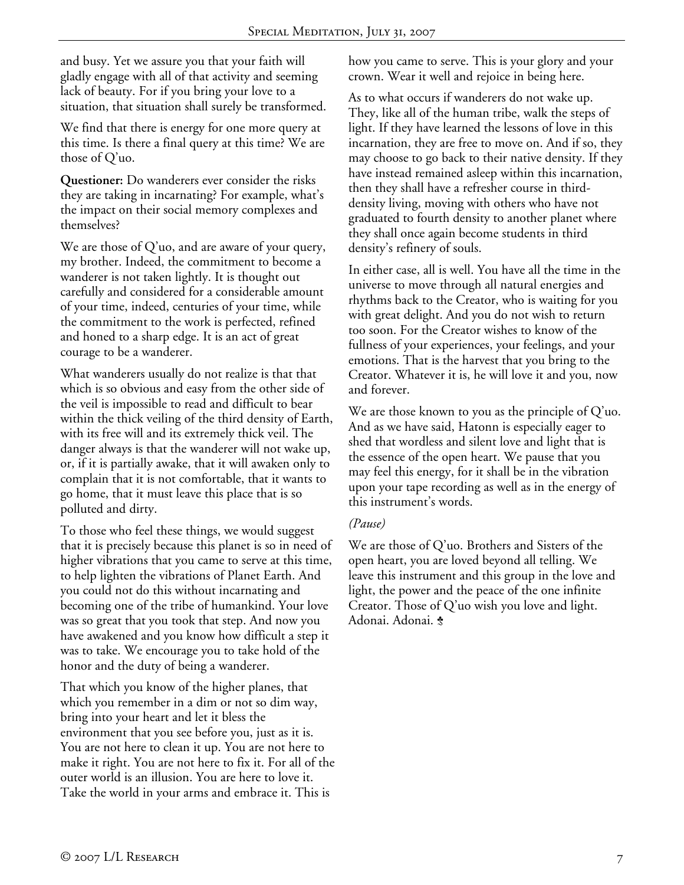and busy. Yet we assure you that your faith will gladly engage with all of that activity and seeming lack of beauty. For if you bring your love to a situation, that situation shall surely be transformed.

We find that there is energy for one more query at this time. Is there a final query at this time? We are those of Q'uo.

**Questioner:** Do wanderers ever consider the risks they are taking in incarnating? For example, what's the impact on their social memory complexes and themselves?

We are those of Q'uo, and are aware of your query, my brother. Indeed, the commitment to become a wanderer is not taken lightly. It is thought out carefully and considered for a considerable amount of your time, indeed, centuries of your time, while the commitment to the work is perfected, refined and honed to a sharp edge. It is an act of great courage to be a wanderer.

What wanderers usually do not realize is that that which is so obvious and easy from the other side of the veil is impossible to read and difficult to bear within the thick veiling of the third density of Earth, with its free will and its extremely thick veil. The danger always is that the wanderer will not wake up, or, if it is partially awake, that it will awaken only to complain that it is not comfortable, that it wants to go home, that it must leave this place that is so polluted and dirty.

To those who feel these things, we would suggest that it is precisely because this planet is so in need of higher vibrations that you came to serve at this time, to help lighten the vibrations of Planet Earth. And you could not do this without incarnating and becoming one of the tribe of humankind. Your love was so great that you took that step. And now you have awakened and you know how difficult a step it was to take. We encourage you to take hold of the honor and the duty of being a wanderer.

That which you know of the higher planes, that which you remember in a dim or not so dim way, bring into your heart and let it bless the environment that you see before you, just as it is. You are not here to clean it up. You are not here to make it right. You are not here to fix it. For all of the outer world is an illusion. You are here to love it. Take the world in your arms and embrace it. This is how you came to serve. This is your glory and your crown. Wear it well and rejoice in being here.

As to what occurs if wanderers do not wake up. They, like all of the human tribe, walk the steps of light. If they have learned the lessons of love in this incarnation, they are free to move on. And if so, they may choose to go back to their native density. If they have instead remained asleep within this incarnation, then they shall have a refresher course in third-density living, moving with others who have not graduated to fourth density to another planet where they shall once again become students in third density's refinery of souls.

In either case, all is well. You have all the time in the universe to move through all natural energies and rhythms back to the Creator, who is waiting for you with great delight. And you do not wish to return too soon. For the Creator wishes to know of the fullness of your experiences, your feelings, and your emotions. That is the harvest that you bring to the Creator. Whatever it is, he will love it and you, now and forever.

We are those known to you as the principle of Q'uo. And as we have said, Hatonn is especially eager to shed that wordless and silent love and light that is the essence of the open heart. We pause that you may feel this energy, for it shall be in the vibration upon your tape recording as well as in the energy of this instrument's words.

*(Pause)*

We are those of Q'uo. Brothers and Sisters of the open heart, you are loved beyond all telling. We leave this instrument and this group in the love and light, the power and the peace of the one infinite Creator. Those of Q'uo wish you love and light. Adonai. Adonai.